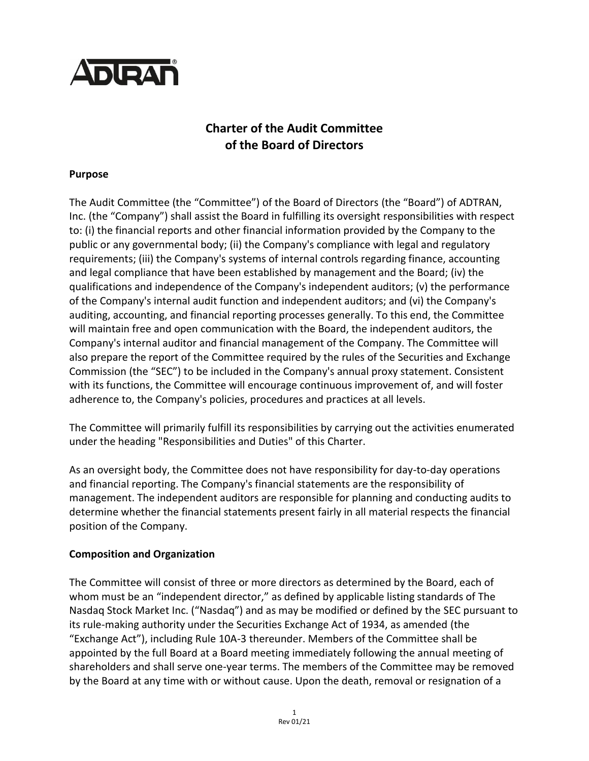# Charter of the Audit Committee of the Board of Directors

## Purpose

The Audit Committee (the "Committee") of the Board of Directors (the "Board") of ADTRAN, Inc. (the "Company") shall assist the Board in fulfilling its oversight responsibilities with respect to: (i) the financial reports and other financial information provided by the Company to the public or any governmental body; (ii) the Company's compliance with legal and regulatory requirements; (iii) the Company's systems of internal controls regarding finance, accounting and legal compliance that have been established by management and the Board; (iv) the qualifications and independence of the Company's independent auditors; (v) the performance of the Company's internal audit function and independent auditors; and (vi) the Company's auditing, accounting, and financial reporting processes generally. To this end, the Committee will maintain free and open communication with the Board, the independent auditors, the Company's internal auditor and financial management of the Company. The Committee will also prepare the report of the Committee required by the rules of the Securities and Exchange Commission (the "SEC") to be included in the Company's annual proxy statement. Consistent with its functions, the Committee will encourage continuous improvement of, and will foster adherence to, the Company's policies, procedures and practices at all levels.

The Committee will primarily fulfill its responsibilities by carrying out the activities enumerated under the heading "Responsibilities and Duties" of this Charter.

As an oversight body, the Committee does not have responsibility for day-to-day operations and financial reporting. The Company's financial statements are the responsibility of management. The independent auditors are responsible for planning and conducting audits to determine whether the financial statements present fairly in all material respects the financial position of the Company.

## Composition and Organization

The Committee will consist of three or more directors as determined by the Board, each of whom must be an "independent director," as defined by applicable listing standards of The Nasdaq Stock Market Inc. ("Nasdaq") and as may be modified or defined by the SEC pursuant to its rule-making authority under the Securities Exchange Act of 1934, as amended (the "Exchange Act"), including Rule 10A-3 thereunder. Members of the Committee shall be appointed by the full Board at a Board meeting immediately following the annual meeting of shareholders and shall serve one-year terms. The members of the Committee may be removed by the Board at any time with or without cause. Upon the death, removal or resignation of a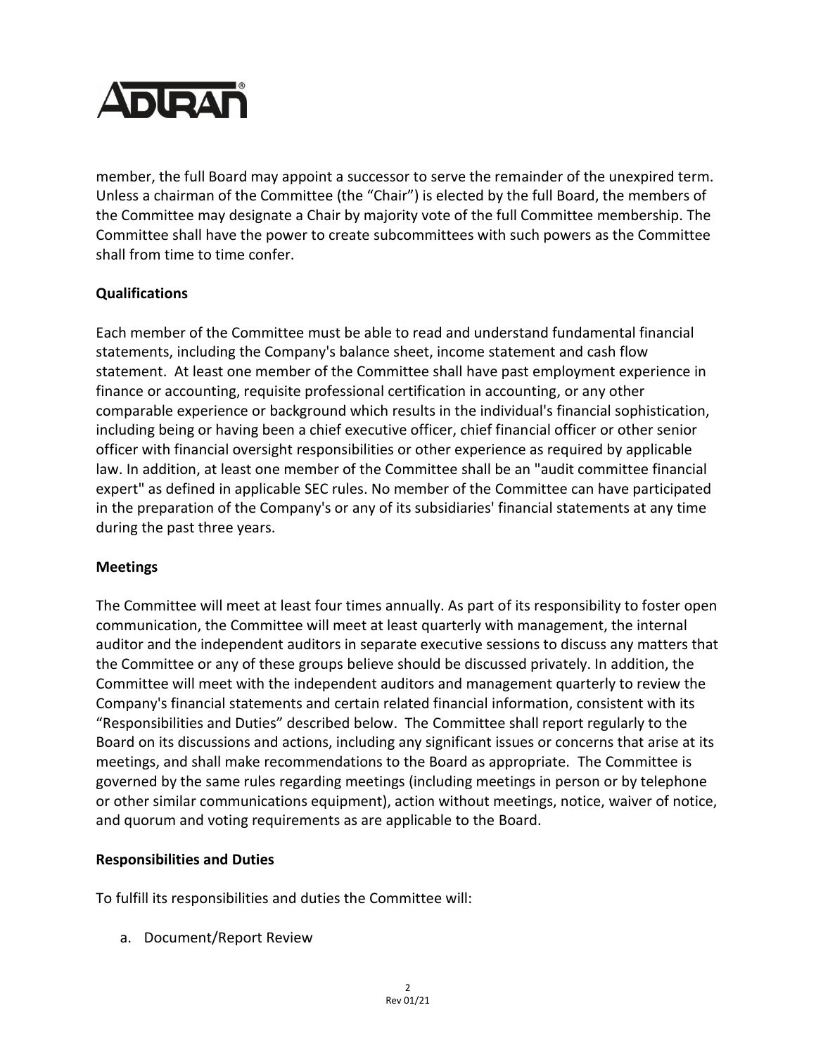member, the full Board may appoint a successor to serve the remainder of the unexpired term. Unless a chairman of the Committee (the "Chair") is elected by the full Board, the members of the Committee may designate a Chair by majority vote of the full Committee membership. The Committee shall have the power to create subcommittees with such powers as the Committee shall from time to time confer.

**Qualifications**

Each member of the Committee must be able to read and understand fundamental financial statements, including the Company's balance sheet, income statement and cash flow statement. At least one member of the Committee shall have past employment experience in finance or accounting, requisite professional certification in accounting, or any other comparable experience or background which results in the individual's financial sophistication, including being or having been a chief executive officer, chief financial officer or other senior officer with financial oversight responsibilities or other experience as required by applicable law. In addition, at least one member of the Committee shall be an "audit committee financial expert" as defined in applicable SEC rules. No member of the Committee can have participated in the preparation of the Company's or any of its subsidiaries' financial statements at any time during the past three years.

**Meetings**

The Committee will meet at least four times annually. As part of its responsibility to foster open communication, the Committee will meet at least quarterly with management, the internal auditor and the independent auditors in separate executive sessions to discuss any matters that the Committee or any of these groups believe should be discussed privately. In addition, the Committee will meet with the independent auditors and management quarterly to review the Company's financial statements and certain related financial information, consistent with its "Responsibilities and Duties" described below. The Committee shall report regularly to the Board on its discussions and actions, including any significant issues or concerns that arise at its meetings, and shall make recommendations to the Board as appropriate. The Committee is governed by the same rules regarding meetings (including meetings in person or by telephone or other similar communications equipment), action without meetings, notice, waiver of notice, and quorum and voting requirements as are applicable to the Board.

**Responsibilities and Duties**

To fulfill its responsibilities and duties the Committee will:

a. Document/Report Review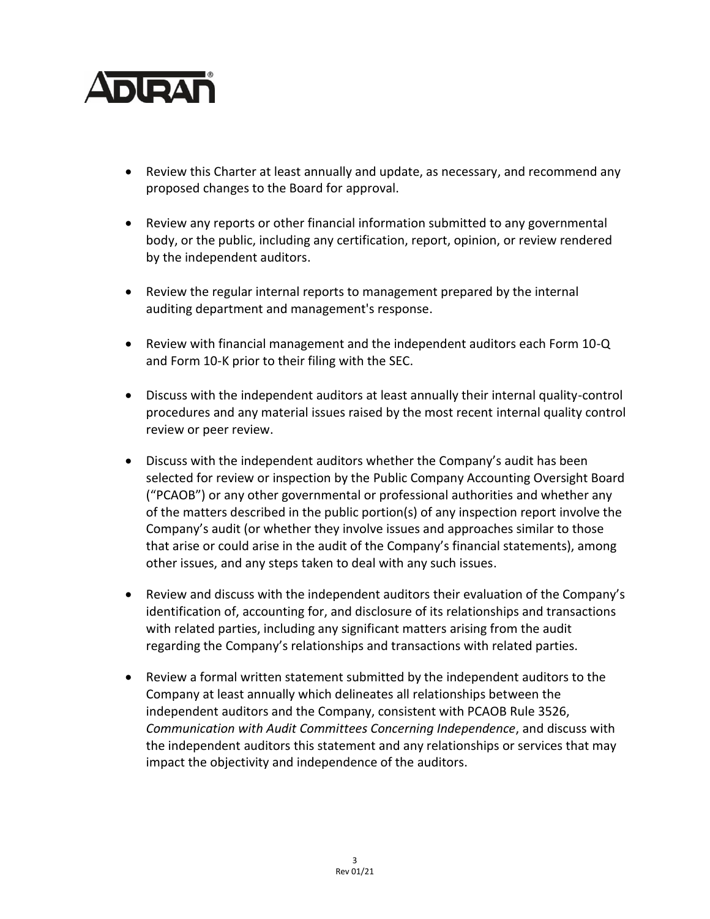- Review this Charter at least annually and update, as necessary, and recommend any proposed changes to the Board for approval.

- Review any reports or other financial information submitted to any governmental body, or the public, including any certification, report, opinion, or review rendered by the independent auditors.

- Review the regular internal reports to management prepared by the internal auditing department and management's response.

- Review with financial management and the independent auditors each Form 10-Q and Form 10-K prior to their filing with the SEC.

- Discuss with the independent auditors at least annually their internal quality-control procedures and any material issues raised by the most recent internal quality control review or peer review.

- Discuss with the independent auditors whether the Company's audit has been selected for review or inspection by the Public Company Accounting Oversight Board ("PCAOB") or any other governmental or professional authorities and whether any of the matters described in the public portion(s) of any inspection report involve the Company's audit (or whether they involve issues and approaches similar to those that arise or could arise in the audit of the Company's financial statements), among other issues, and any steps taken to deal with any such issues.

- Review and discuss with the independent auditors their evaluation of the Company's identification of, accounting for, and disclosure of its relationships and transactions with related parties, including any significant matters arising from the audit regarding the Company's relationships and transactions with related parties.

- Review a formal written statement submitted by the independent auditors to the Company at least annually which delineates all relationships between the independent auditors and the Company, consistent with PCAOB Rule 3526, *Communication with Audit Committees Concerning Independence*, and discuss with the independent auditors this statement and any relationships or services that may impact the objectivity and independence of the auditors.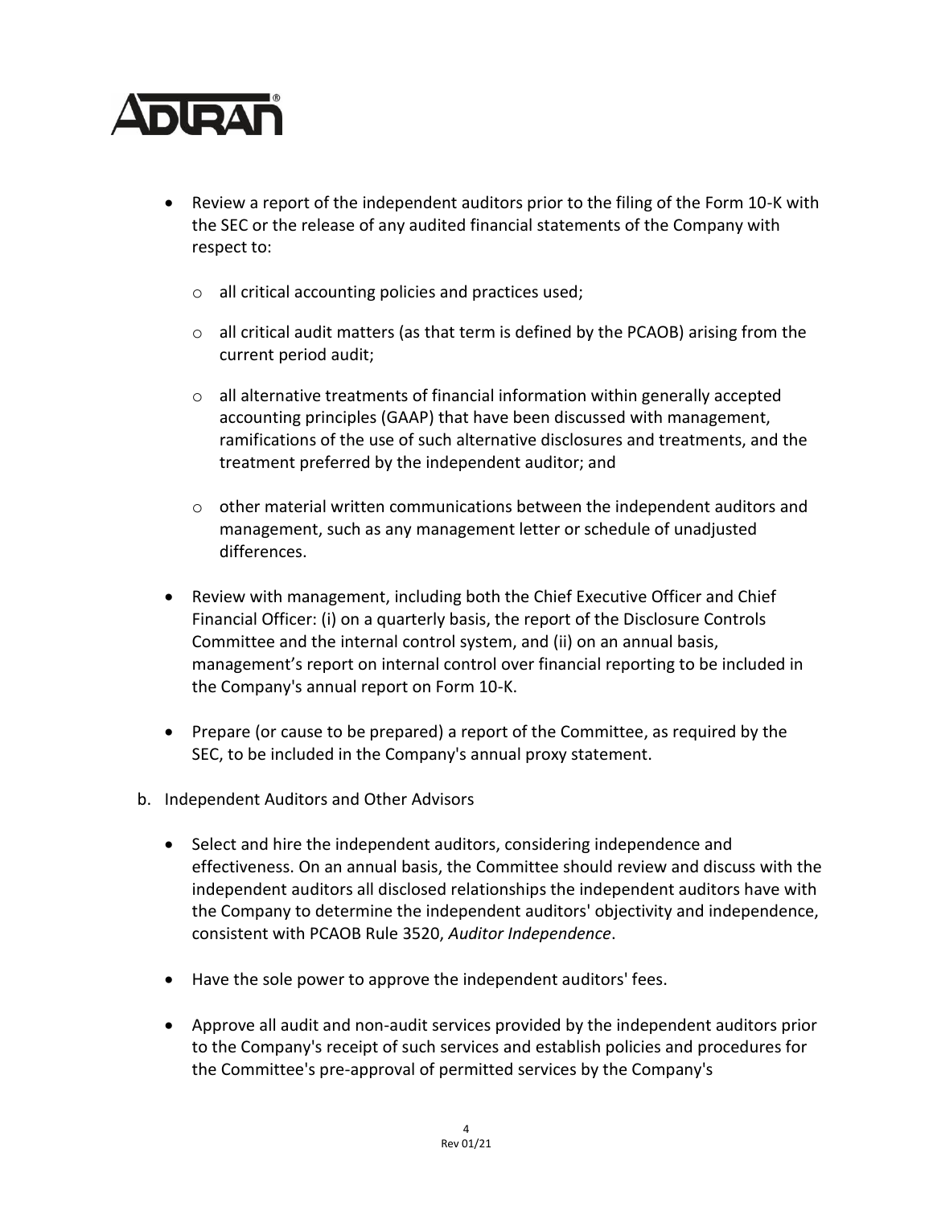- Review a report of the independent auditors prior to the filing of the Form 10-K with the SEC or the release of any audited financial statements of the Company with respect to:
  - all critical accounting policies and practices used;
  - all critical audit matters (as that term is defined by the PCAOB) arising from the current period audit;
  - all alternative treatments of financial information within generally accepted accounting principles (GAAP) that have been discussed with management, ramifications of the use of such alternative disclosures and treatments, and the treatment preferred by the independent auditor; and
  - other material written communications between the independent auditors and management, such as any management letter or schedule of unadjusted differences.
- Review with management, including both the Chief Executive Officer and Chief Financial Officer: (i) on a quarterly basis, the report of the Disclosure Controls Committee and the internal control system, and (ii) on an annual basis, management's report on internal control over financial reporting to be included in the Company's annual report on Form 10-K.
- Prepare (or cause to be prepared) a report of the Committee, as required by the SEC, to be included in the Company's annual proxy statement.

b. Independent Auditors and Other Advisors

- Select and hire the independent auditors, considering independence and effectiveness. On an annual basis, the Committee should review and discuss with the independent auditors all disclosed relationships the independent auditors have with the Company to determine the independent auditors' objectivity and independence, consistent with PCAOB Rule 3520, *Auditor Independence*.
- Have the sole power to approve the independent auditors' fees.
- Approve all audit and non-audit services provided by the independent auditors prior to the Company's receipt of such services and establish policies and procedures for the Committee's pre-approval of permitted services by the Company's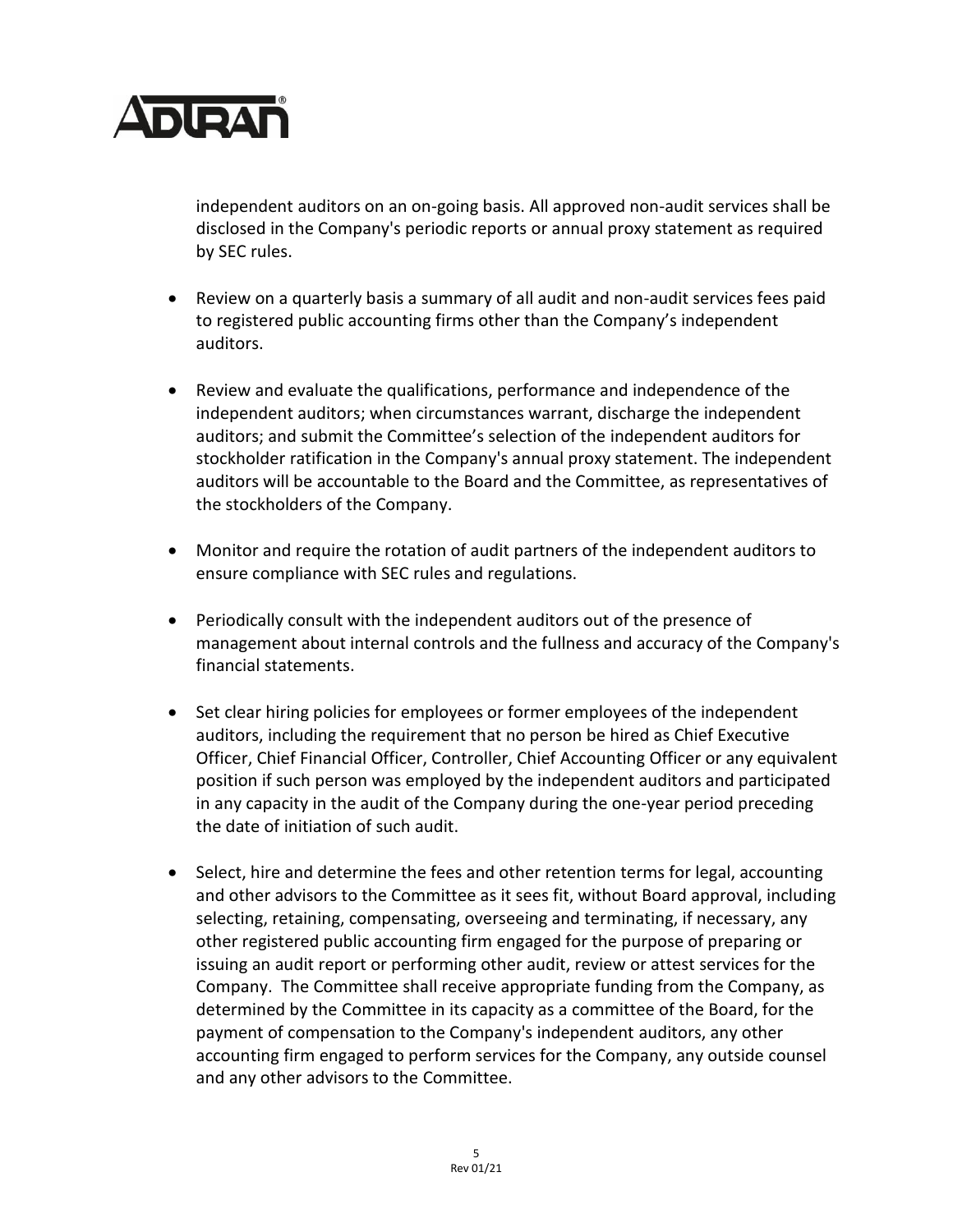independent auditors on an on-going basis. All approved non-audit services shall be disclosed in the Company's periodic reports or annual proxy statement as required by SEC rules.

- Review on a quarterly basis a summary of all audit and non-audit services fees paid to registered public accounting firms other than the Company's independent auditors.

- Review and evaluate the qualifications, performance and independence of the independent auditors; when circumstances warrant, discharge the independent auditors; and submit the Committee's selection of the independent auditors for stockholder ratification in the Company's annual proxy statement. The independent auditors will be accountable to the Board and the Committee, as representatives of the stockholders of the Company.

- Monitor and require the rotation of audit partners of the independent auditors to ensure compliance with SEC rules and regulations.

- Periodically consult with the independent auditors out of the presence of management about internal controls and the fullness and accuracy of the Company's financial statements.

- Set clear hiring policies for employees or former employees of the independent auditors, including the requirement that no person be hired as Chief Executive Officer, Chief Financial Officer, Controller, Chief Accounting Officer or any equivalent position if such person was employed by the independent auditors and participated in any capacity in the audit of the Company during the one-year period preceding the date of initiation of such audit.

- Select, hire and determine the fees and other retention terms for legal, accounting and other advisors to the Committee as it sees fit, without Board approval, including selecting, retaining, compensating, overseeing and terminating, if necessary, any other registered public accounting firm engaged for the purpose of preparing or issuing an audit report or performing other audit, review or attest services for the Company. The Committee shall receive appropriate funding from the Company, as determined by the Committee in its capacity as a committee of the Board, for the payment of compensation to the Company's independent auditors, any other accounting firm engaged to perform services for the Company, any outside counsel and any other advisors to the Committee.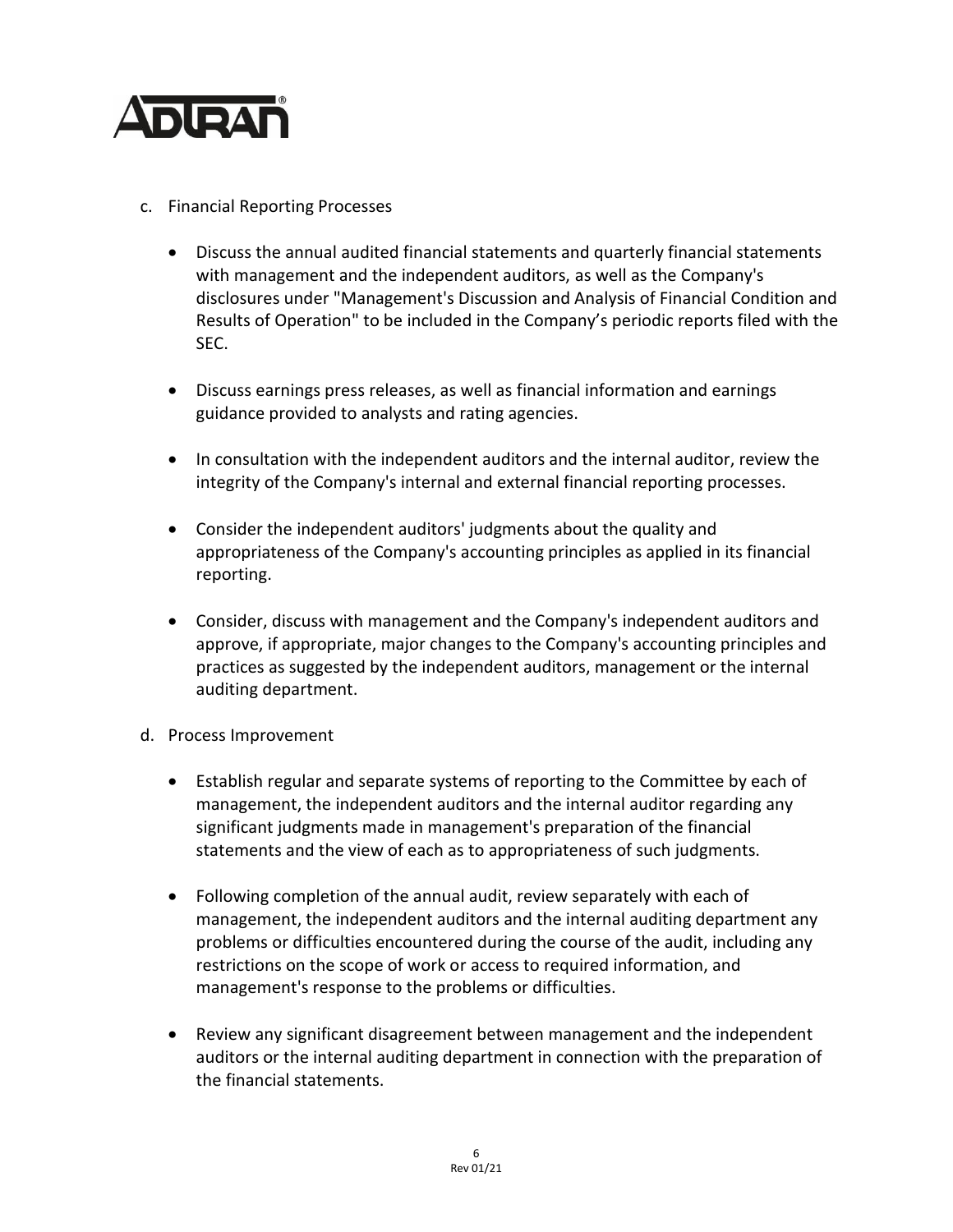c. Financial Reporting Processes

- Discuss the annual audited financial statements and quarterly financial statements with management and the independent auditors, as well as the Company's disclosures under "Management's Discussion and Analysis of Financial Condition and Results of Operation" to be included in the Company's periodic reports filed with the SEC.

- Discuss earnings press releases, as well as financial information and earnings guidance provided to analysts and rating agencies.

- In consultation with the independent auditors and the internal auditor, review the integrity of the Company's internal and external financial reporting processes.

- Consider the independent auditors' judgments about the quality and appropriateness of the Company's accounting principles as applied in its financial reporting.

- Consider, discuss with management and the Company's independent auditors and approve, if appropriate, major changes to the Company's accounting principles and practices as suggested by the independent auditors, management or the internal auditing department.

d. Process Improvement

- Establish regular and separate systems of reporting to the Committee by each of management, the independent auditors and the internal auditor regarding any significant judgments made in management's preparation of the financial statements and the view of each as to appropriateness of such judgments.

- Following completion of the annual audit, review separately with each of management, the independent auditors and the internal auditing department any problems or difficulties encountered during the course of the audit, including any restrictions on the scope of work or access to required information, and management's response to the problems or difficulties.

- Review any significant disagreement between management and the independent auditors or the internal auditing department in connection with the preparation of the financial statements.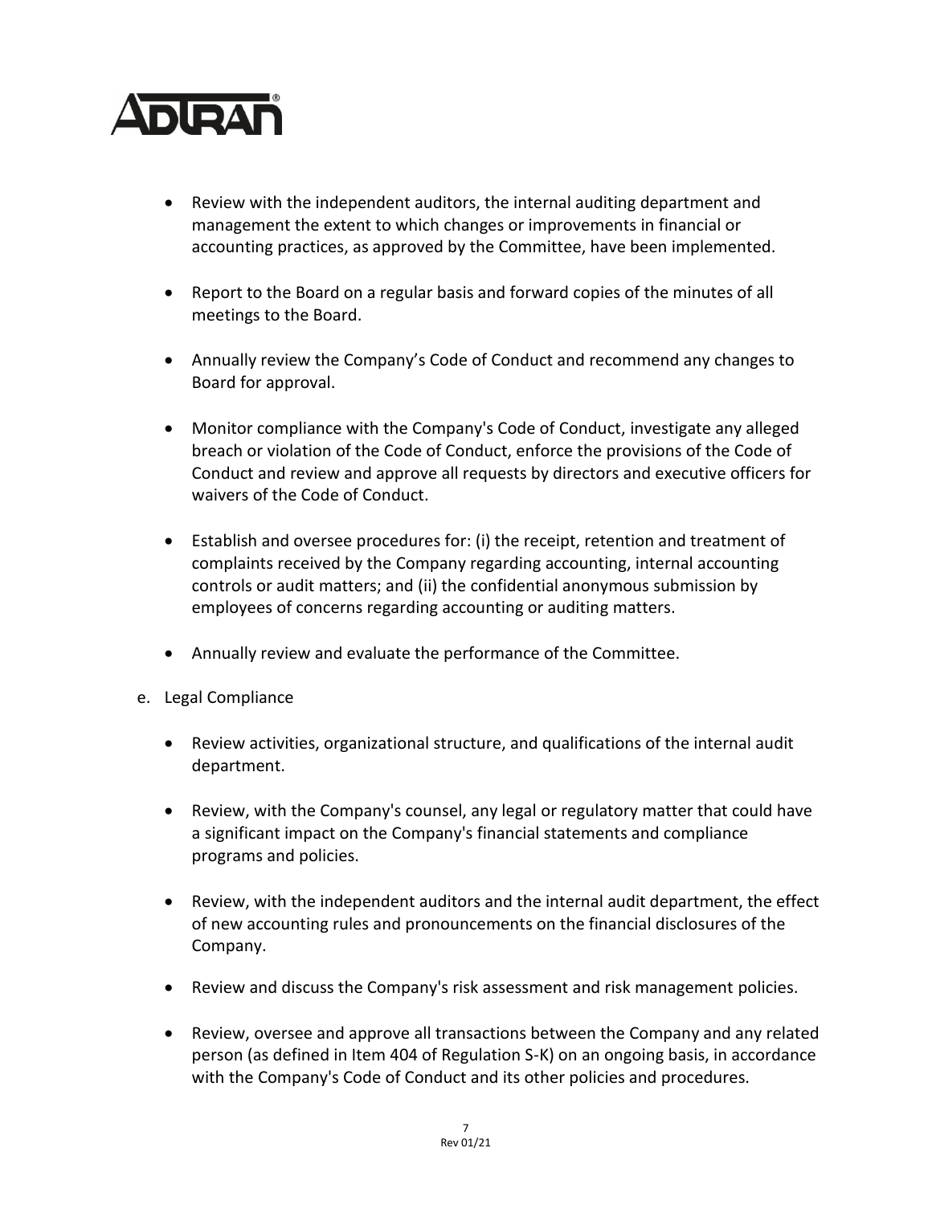- Review with the independent auditors, the internal auditing department and management the extent to which changes or improvements in financial or accounting practices, as approved by the Committee, have been implemented.

- Report to the Board on a regular basis and forward copies of the minutes of all meetings to the Board.

- Annually review the Company's Code of Conduct and recommend any changes to Board for approval.

- Monitor compliance with the Company's Code of Conduct, investigate any alleged breach or violation of the Code of Conduct, enforce the provisions of the Code of Conduct and review and approve all requests by directors and executive officers for waivers of the Code of Conduct.

- Establish and oversee procedures for: (i) the receipt, retention and treatment of complaints received by the Company regarding accounting, internal accounting controls or audit matters; and (ii) the confidential anonymous submission by employees of concerns regarding accounting or auditing matters.

- Annually review and evaluate the performance of the Committee.

e. Legal Compliance

- Review activities, organizational structure, and qualifications of the internal audit department.

- Review, with the Company's counsel, any legal or regulatory matter that could have a significant impact on the Company's financial statements and compliance programs and policies.

- Review, with the independent auditors and the internal audit department, the effect of new accounting rules and pronouncements on the financial disclosures of the Company.

- Review and discuss the Company's risk assessment and risk management policies.

- Review, oversee and approve all transactions between the Company and any related person (as defined in Item 404 of Regulation S-K) on an ongoing basis, in accordance with the Company's Code of Conduct and its other policies and procedures.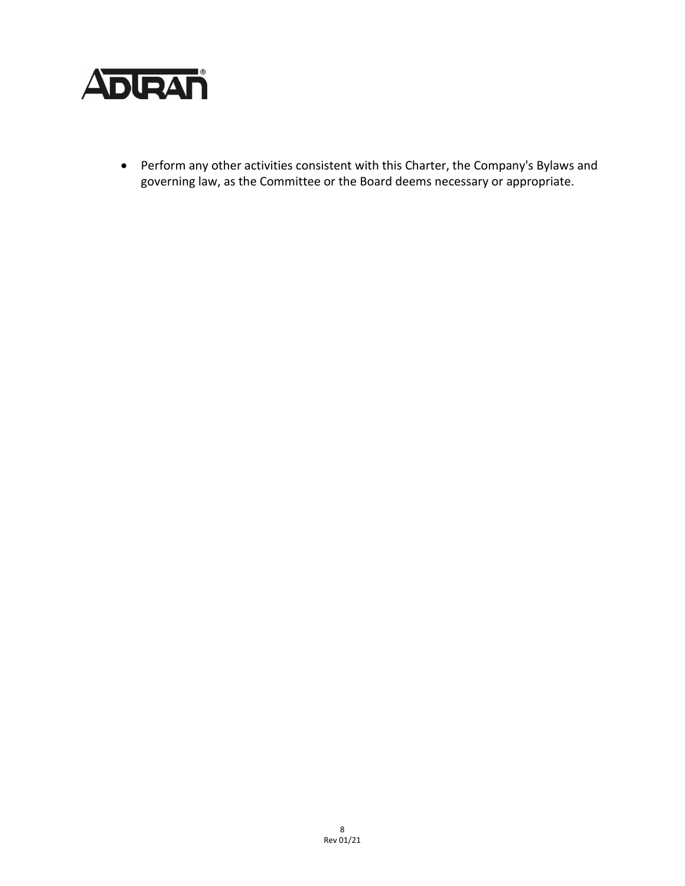- Perform any other activities consistent with this Charter, the Company's Bylaws and governing law, as the Committee or the Board deems necessary or appropriate.